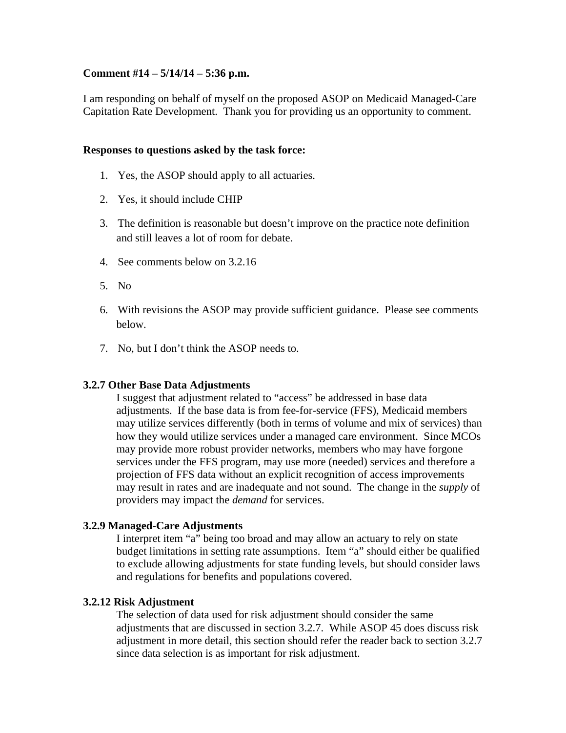**Comment #14 – 5/14/14 – 5:36 p.m.**

I am responding on behalf of myself on the proposed ASOP on Medicaid Managed-Care Capitation Rate Development. Thank you for providing us an opportunity to comment.

**Responses to questions asked by the task force:**

1. Yes, the ASOP should apply to all actuaries.
2. Yes, it should include CHIP
3. The definition is reasonable but doesn't improve on the practice note definition and still leaves a lot of room for debate.
4. See comments below on 3.2.16
5. No
6. With revisions the ASOP may provide sufficient guidance. Please see comments below.
7. No, but I don't think the ASOP needs to.

**3.2.7 Other Base Data Adjustments**

I suggest that adjustment related to "access" be addressed in base data adjustments. If the base data is from fee-for-service (FFS), Medicaid members may utilize services differently (both in terms of volume and mix of services) than how they would utilize services under a managed care environment. Since MCOs may provide more robust provider networks, members who may have forgone services under the FFS program, may use more (needed) services and therefore a projection of FFS data without an explicit recognition of access improvements may result in rates and are inadequate and not sound. The change in the *supply* of providers may impact the *demand* for services.

**3.2.9 Managed-Care Adjustments**

I interpret item "a" being too broad and may allow an actuary to rely on state budget limitations in setting rate assumptions. Item "a" should either be qualified to exclude allowing adjustments for state funding levels, but should consider laws and regulations for benefits and populations covered.

**3.2.12 Risk Adjustment**

The selection of data used for risk adjustment should consider the same adjustments that are discussed in section 3.2.7. While ASOP 45 does discuss risk adjustment in more detail, this section should refer the reader back to section 3.2.7 since data selection is as important for risk adjustment.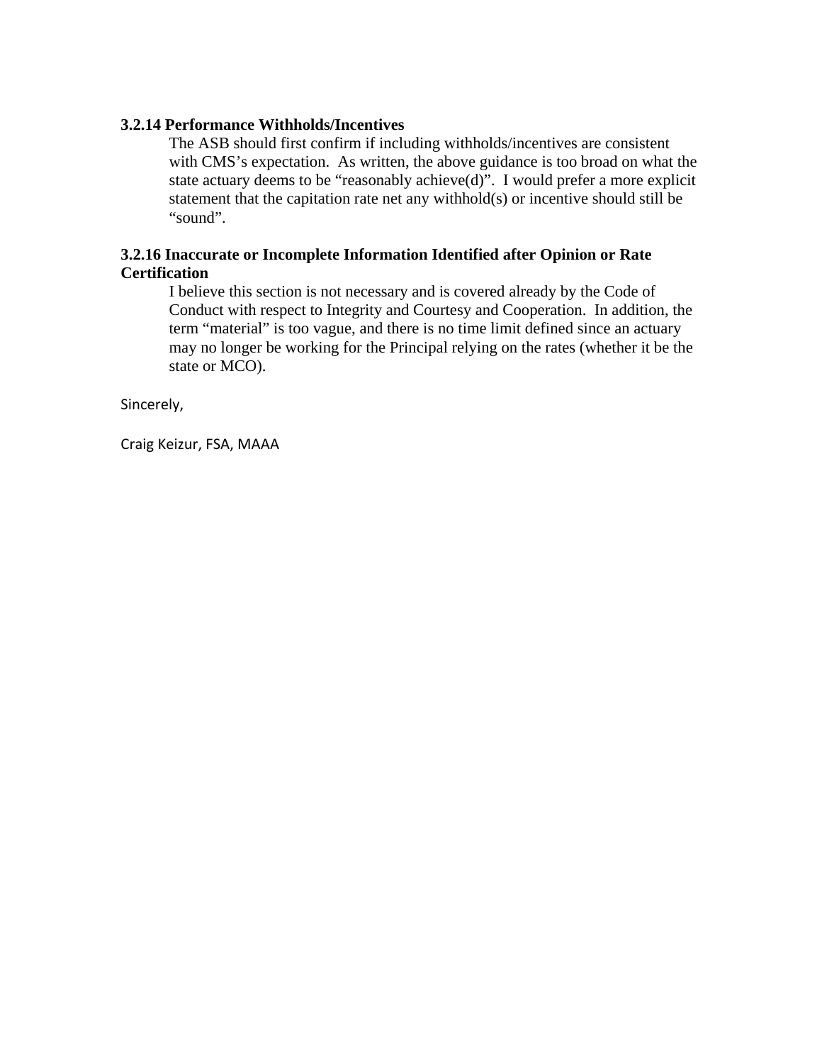**3.2.14 Performance Withholds/Incentives**

The ASB should first confirm if including withholds/incentives are consistent with CMS's expectation. As written, the above guidance is too broad on what the state actuary deems to be "reasonably achieve(d)". I would prefer a more explicit statement that the capitation rate net any withhold(s) or incentive should still be "sound".

**3.2.16 Inaccurate or Incomplete Information Identified after Opinion or Rate Certification**

I believe this section is not necessary and is covered already by the Code of Conduct with respect to Integrity and Courtesy and Cooperation. In addition, the term "material" is too vague, and there is no time limit defined since an actuary may no longer be working for the Principal relying on the rates (whether it be the state or MCO).

Sincerely,

Craig Keizur, FSA, MAAA